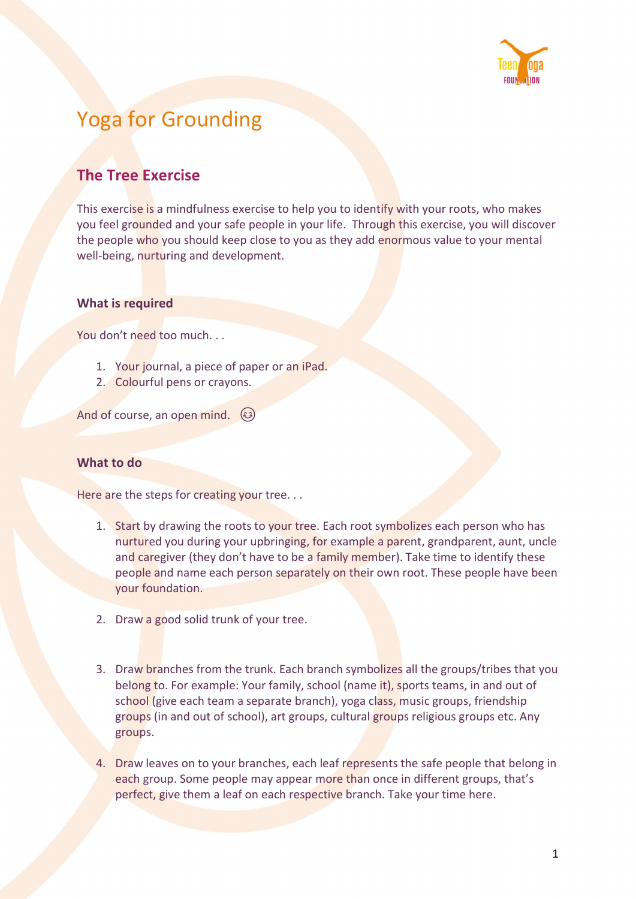# Yoga for Grounding

## The Tree Exercise

This exercise is a mindfulness exercise to help you to identify with your roots, who makes you feel grounded and your safe people in your life. Through this exercise, you will discover the people who you should keep close to you as they add enormous value to your mental well-being, nurturing and development.

### What is required

You don't need too much. . .

1. Your journal, a piece of paper or an iPad.
2. Colourful pens or crayons.

And of course, an open mind. 😊

### What to do

Here are the steps for creating your tree. . .

1. Start by drawing the roots to your tree. Each root symbolizes each person who has nurtured you during your upbringing, for example a parent, grandparent, aunt, uncle and caregiver (they don't have to be a family member). Take time to identify these people and name each person separately on their own root. These people have been your foundation.

2. Draw a good solid trunk of your tree.

3. Draw branches from the trunk. Each branch symbolizes all the groups/tribes that you belong to. For example: Your family, school (name it), sports teams, in and out of school (give each team a separate branch), yoga class, music groups, friendship groups (in and out of school), art groups, cultural groups religious groups etc. Any groups.

4. Draw leaves on to your branches, each leaf represents the safe people that belong in each group. Some people may appear more than once in different groups, that's perfect, give them a leaf on each respective branch. Take your time here.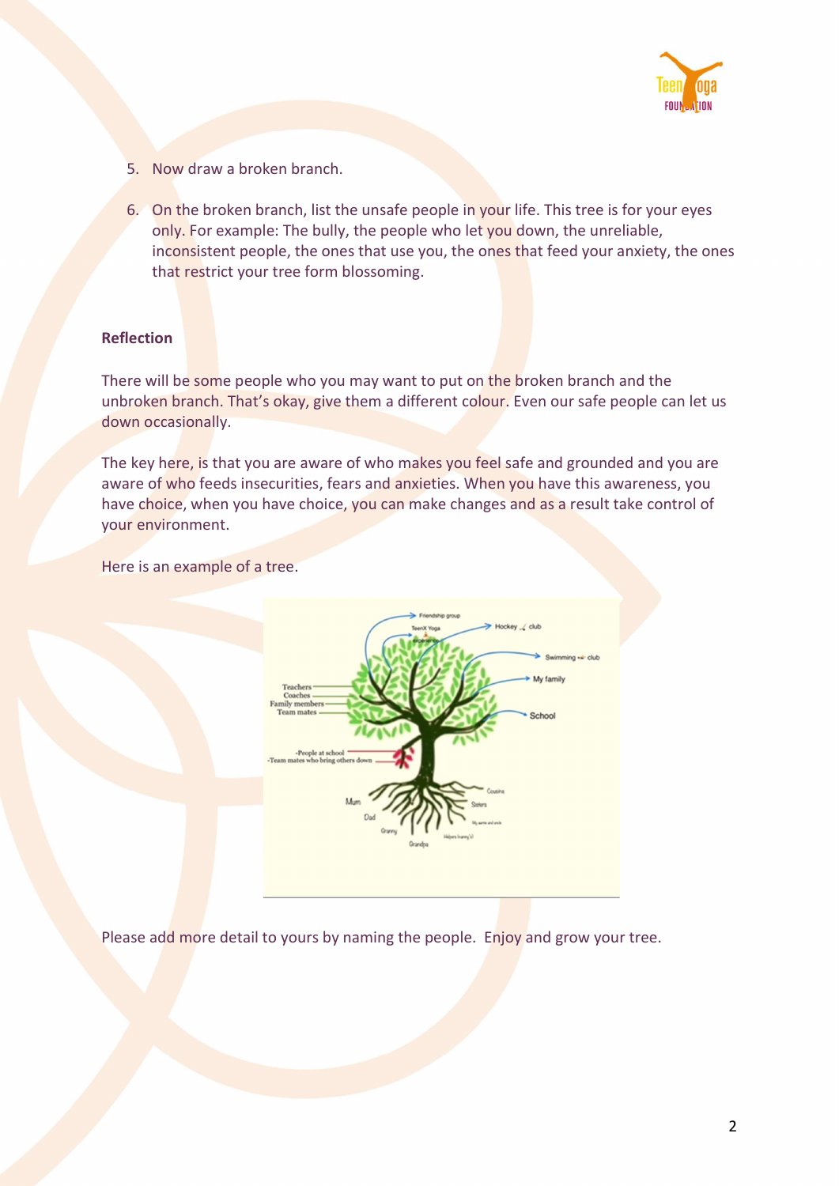5. Now draw a broken branch.

6. On the broken branch, list the unsafe people in your life. This tree is for your eyes only. For example: The bully, the people who let you down, the unreliable, inconsistent people, the ones that use you, the ones that feed your anxiety, the ones that restrict your tree form blossoming.

**Reflection**

There will be some people who you may want to put on the broken branch and the unbroken branch. That's okay, give them a different colour. Even our safe people can let us down occasionally.

The key here, is that you are aware of who makes you feel safe and grounded and you are aware of who feeds insecurities, fears and anxieties. When you have this awareness, you have choice, when you have choice, you can make changes and as a result take control of your environment.

Here is an example of a tree.

Friendship group
TeenX Yoga
Hockey club
Swimming club
My family
School
Teachers
Coaches
Family members
Team mates
-People at school
-Team mates who bring others down
Mum
Dad
Granny
Grandpa
Cousins
Sisters

Please add more detail to yours by naming the people. Enjoy and grow your tree.